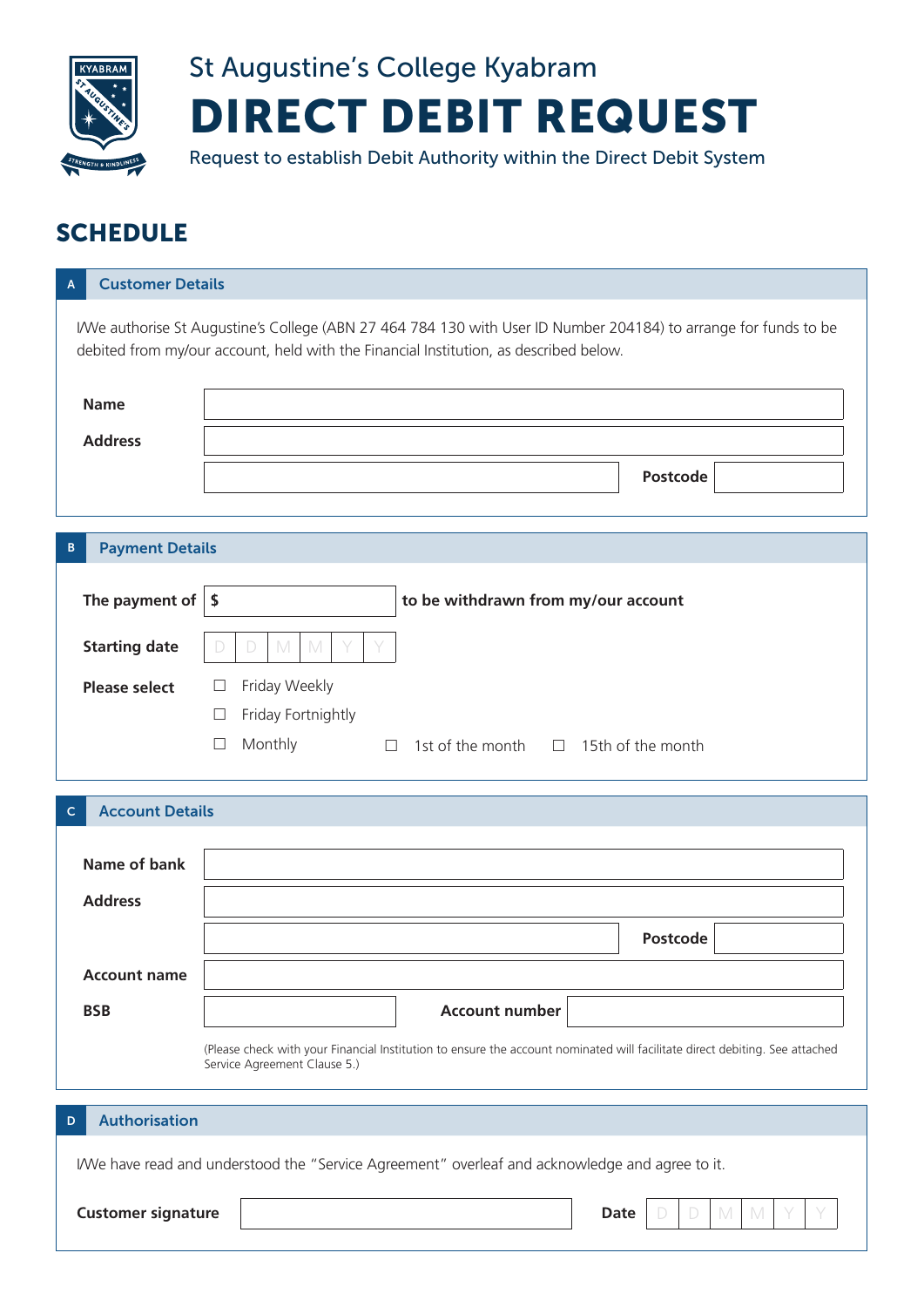St Augustine's College Kyabram

# DIRECT DEBIT REQUEST

Request to establish Debit Authority within the Direct Debit System

## SCHEDULE

### A Customer Details

I/We authorise St Augustine's College (ABN 27 464 784 130 with User ID Number 204184) to arrange for funds to be debited from my/our account, held with the Financial Institution, as described below.

**Name**

**Address**

**Postcode**

### B Payment Details

**The payment of** $ **to be withdrawn from my/our account**

**Starting date** D D M M Y Y

**Please select**

☐ Friday Weekly

☐ Friday Fortnightly

☐ Monthly ☐ 1st of the month ☐ 15th of the month

### C Account Details

**Name of bank**

**Address**

**Postcode**

**Account name**

**BSB** **Account number**

(Please check with your Financial Institution to ensure the account nominated will facilitate direct debiting. See attached Service Agreement Clause 5.)

### D Authorisation

I/We have read and understood the "Service Agreement" overleaf and acknowledge and agree to it.

**Customer signature** **Date** D D M M Y Y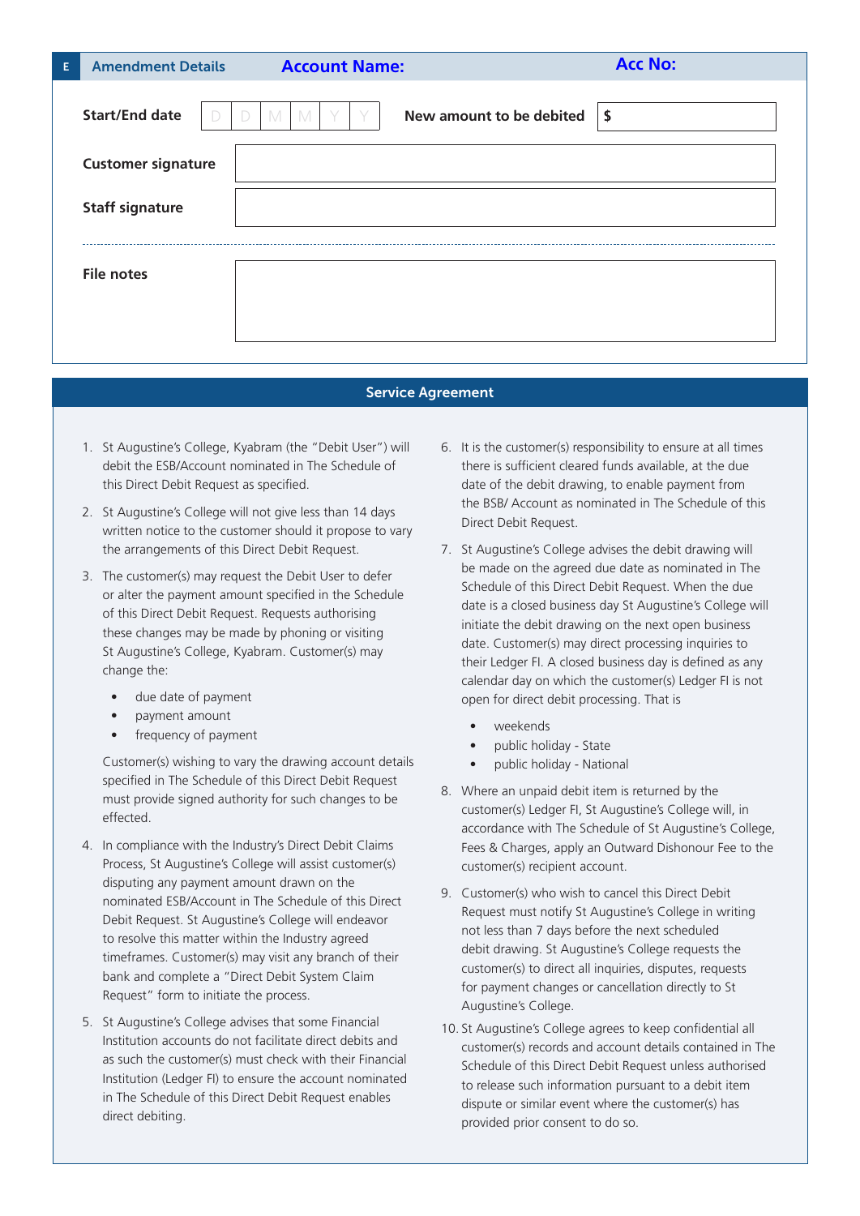**E** **Amendment Details** **Account Name:** **Acc No:**

**Start/End date** D D M M Y Y **New amount to be debited** $

**Customer signature**

**Staff signature**

**File notes**

## Service Agreement

1. St Augustine's College, Kyabram (the "Debit User") will debit the ESB/Account nominated in The Schedule of this Direct Debit Request as specified.
2. St Augustine's College will not give less than 14 days written notice to the customer should it propose to vary the arrangements of this Direct Debit Request.
3. The customer(s) may request the Debit User to defer or alter the payment amount specified in the Schedule of this Direct Debit Request. Requests authorising these changes may be made by phoning or visiting St Augustine's College, Kyabram. Customer(s) may change the:
   - due date of payment
   - payment amount
   - frequency of payment

   Customer(s) wishing to vary the drawing account details specified in The Schedule of this Direct Debit Request must provide signed authority for such changes to be effected.
4. In compliance with the Industry's Direct Debit Claims Process, St Augustine's College will assist customer(s) disputing any payment amount drawn on the nominated ESB/Account in The Schedule of this Direct Debit Request. St Augustine's College will endeavor to resolve this matter within the Industry agreed timeframes. Customer(s) may visit any branch of their bank and complete a "Direct Debit System Claim Request" form to initiate the process.
5. St Augustine's College advises that some Financial Institution accounts do not facilitate direct debits and as such the customer(s) must check with their Financial Institution (Ledger FI) to ensure the account nominated in The Schedule of this Direct Debit Request enables direct debiting.
6. It is the customer(s) responsibility to ensure at all times there is sufficient cleared funds available, at the due date of the debit drawing, to enable payment from the BSB/ Account as nominated in The Schedule of this Direct Debit Request.
7. St Augustine's College advises the debit drawing will be made on the agreed due date as nominated in The Schedule of this Direct Debit Request. When the due date is a closed business day St Augustine's College will initiate the debit drawing on the next open business date. Customer(s) may direct processing inquiries to their Ledger FI. A closed business day is defined as any calendar day on which the customer(s) Ledger FI is not open for direct debit processing. That is
   - weekends
   - public holiday - State
   - public holiday - National
8. Where an unpaid debit item is returned by the customer(s) Ledger FI, St Augustine's College will, in accordance with The Schedule of St Augustine's College, Fees & Charges, apply an Outward Dishonour Fee to the customer(s) recipient account.
9. Customer(s) who wish to cancel this Direct Debit Request must notify St Augustine's College in writing not less than 7 days before the next scheduled debit drawing. St Augustine's College requests the customer(s) to direct all inquiries, disputes, requests for payment changes or cancellation directly to St Augustine's College.
10. St Augustine's College agrees to keep confidential all customer(s) records and account details contained in The Schedule of this Direct Debit Request unless authorised to release such information pursuant to a debit item dispute or similar event where the customer(s) has provided prior consent to do so.